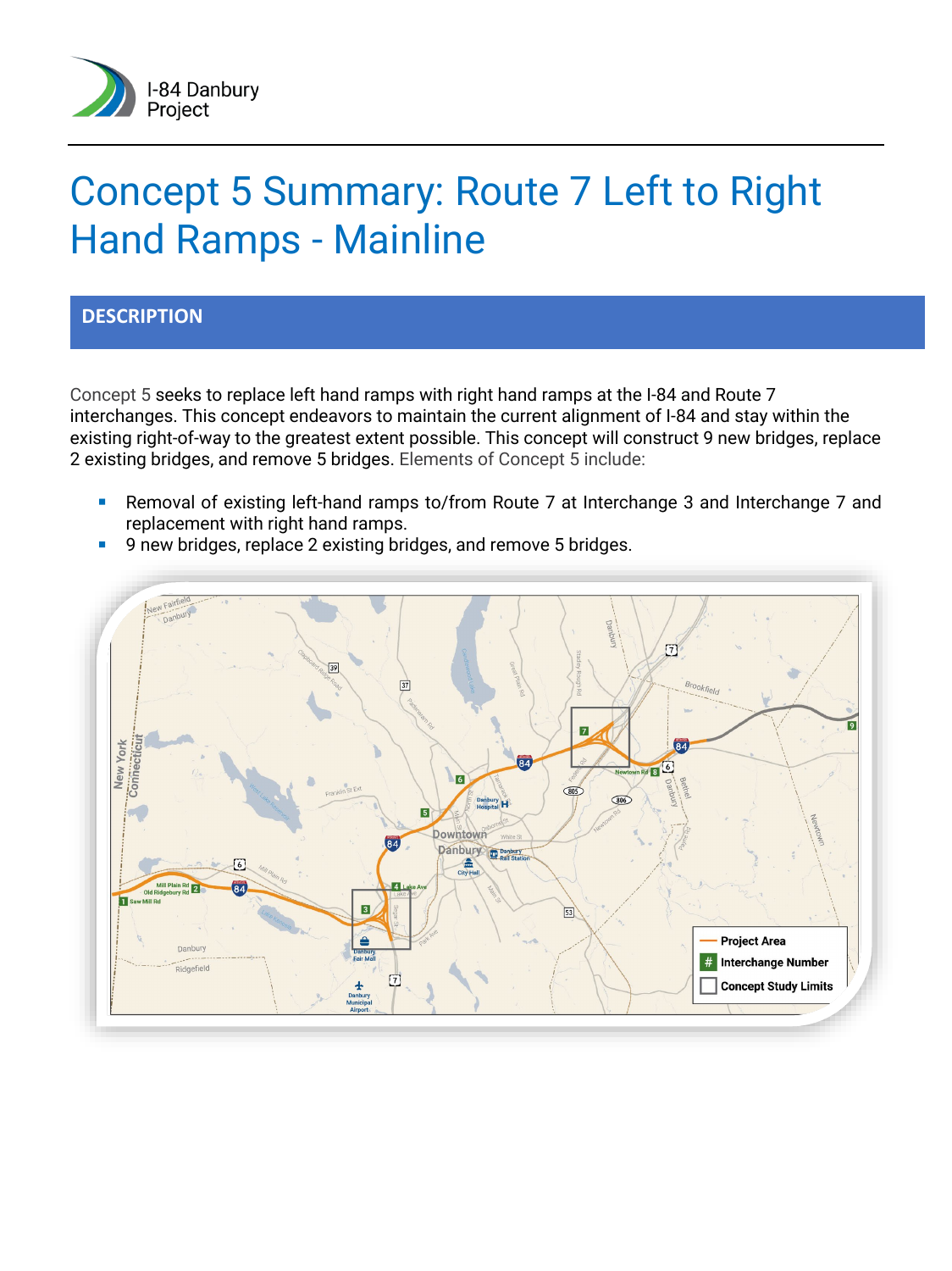I-84 Danbury Project

# Concept 5 Summary: Route 7 Left to Right Hand Ramps - Mainline

## DESCRIPTION

Concept 5 seeks to replace left hand ramps with right hand ramps at the I-84 and Route 7 interchanges. This concept endeavors to maintain the current alignment of I-84 and stay within the existing right-of-way to the greatest extent possible. This concept will construct 9 new bridges, replace 2 existing bridges, and remove 5 bridges. Elements of Concept 5 include:

- Removal of existing left-hand ramps to/from Route 7 at Interchange 3 and Interchange 7 and replacement with right hand ramps.
- 9 new bridges, replace 2 existing bridges, and remove 5 bridges.

Project Area
Interchange Number
Concept Study Limits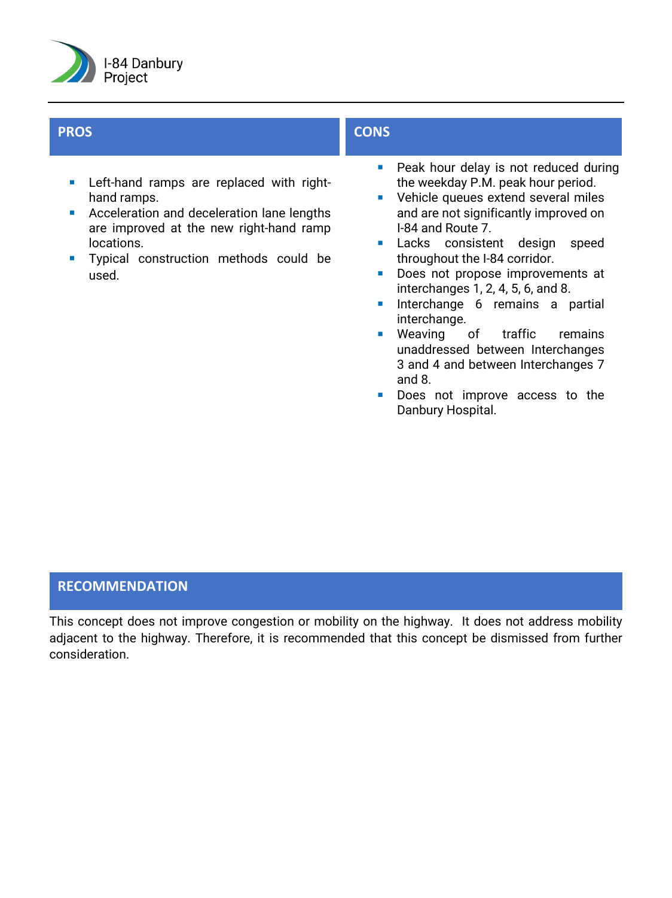## PROS

- Left-hand ramps are replaced with right-hand ramps.
- Acceleration and deceleration lane lengths are improved at the new right-hand ramp locations.
- Typical construction methods could be used.

## CONS

- Peak hour delay is not reduced during the weekday P.M. peak hour period.
- Vehicle queues extend several miles and are not significantly improved on I-84 and Route 7.
- Lacks consistent design speed throughout the I-84 corridor.
- Does not propose improvements at interchanges 1, 2, 4, 5, 6, and 8.
- Interchange 6 remains a partial interchange.
- Weaving of traffic remains unaddressed between Interchanges 3 and 4 and between Interchanges 7 and 8.
- Does not improve access to the Danbury Hospital.

## RECOMMENDATION

This concept does not improve congestion or mobility on the highway. It does not address mobility adjacent to the highway. Therefore, it is recommended that this concept be dismissed from further consideration.